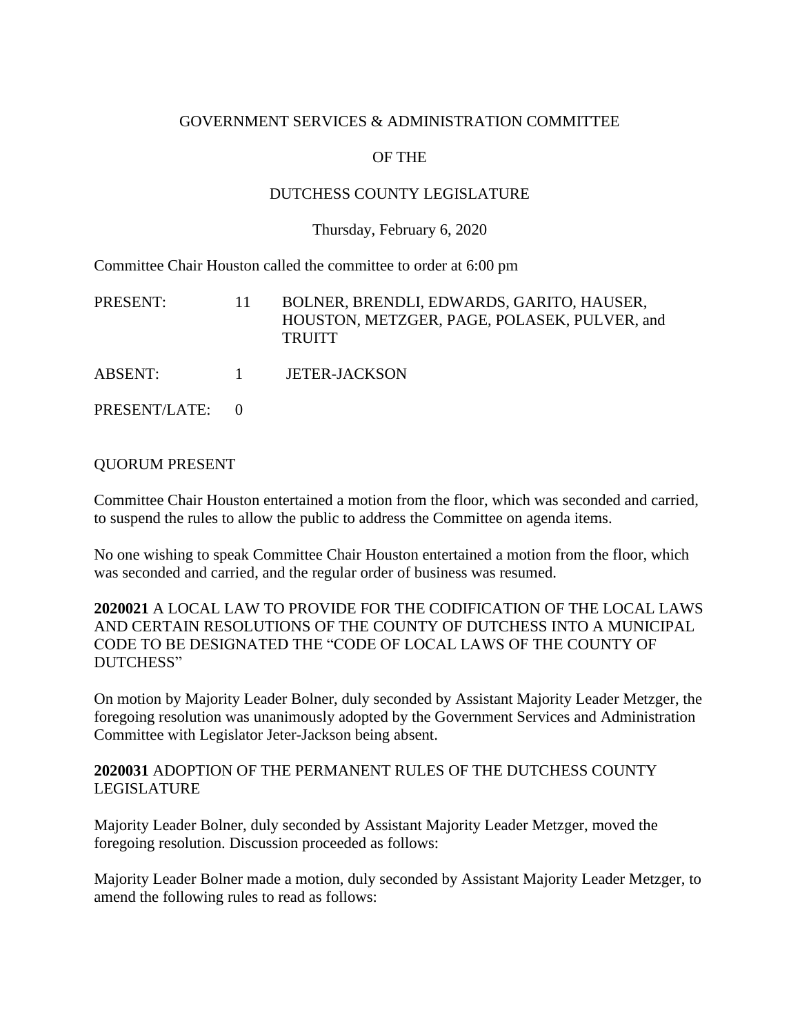GOVERNMENT SERVICES & ADMINISTRATION COMMITTEE

OF THE

DUTCHESS COUNTY LEGISLATURE

Thursday, February 6, 2020

Committee Chair Houston called the committee to order at 6:00 pm

| | | |
|---|---|---|
| PRESENT: | 11 | BOLNER, BRENDLI, EDWARDS, GARITO, HAUSER, HOUSTON, METZGER, PAGE, POLASEK, PULVER, and TRUITT |
| ABSENT: | 1 | JETER-JACKSON |
| PRESENT/LATE: | 0 | |

QUORUM PRESENT

Committee Chair Houston entertained a motion from the floor, which was seconded and carried, to suspend the rules to allow the public to address the Committee on agenda items.

No one wishing to speak Committee Chair Houston entertained a motion from the floor, which was seconded and carried, and the regular order of business was resumed.

**2020021** A LOCAL LAW TO PROVIDE FOR THE CODIFICATION OF THE LOCAL LAWS AND CERTAIN RESOLUTIONS OF THE COUNTY OF DUTCHESS INTO A MUNICIPAL CODE TO BE DESIGNATED THE "CODE OF LOCAL LAWS OF THE COUNTY OF DUTCHESS"

On motion by Majority Leader Bolner, duly seconded by Assistant Majority Leader Metzger, the foregoing resolution was unanimously adopted by the Government Services and Administration Committee with Legislator Jeter-Jackson being absent.

**2020031** ADOPTION OF THE PERMANENT RULES OF THE DUTCHESS COUNTY LEGISLATURE

Majority Leader Bolner, duly seconded by Assistant Majority Leader Metzger, moved the foregoing resolution. Discussion proceeded as follows:

Majority Leader Bolner made a motion, duly seconded by Assistant Majority Leader Metzger, to amend the following rules to read as follows: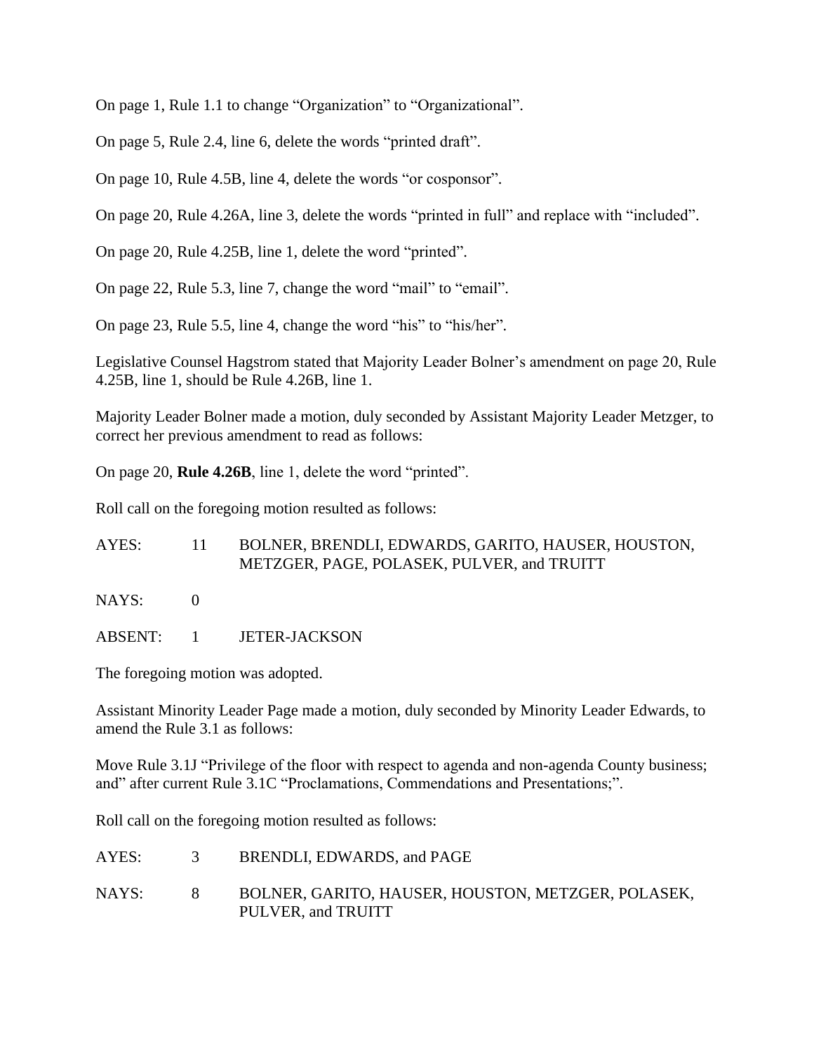On page 1, Rule 1.1 to change “Organization” to “Organizational”.

On page 5, Rule 2.4, line 6, delete the words “printed draft”.

On page 10, Rule 4.5B, line 4, delete the words “or cosponsor”.

On page 20, Rule 4.26A, line 3, delete the words “printed in full” and replace with “included”.

On page 20, Rule 4.25B, line 1, delete the word “printed”.

On page 22, Rule 5.3, line 7, change the word “mail” to “email”.

On page 23, Rule 5.5, line 4, change the word “his” to “his/her”.

Legislative Counsel Hagstrom stated that Majority Leader Bolner’s amendment on page 20, Rule 4.25B, line 1, should be Rule 4.26B, line 1.

Majority Leader Bolner made a motion, duly seconded by Assistant Majority Leader Metzger, to correct her previous amendment to read as follows:

On page 20, **Rule 4.26B**, line 1, delete the word “printed”.

Roll call on the foregoing motion resulted as follows:

| | | |
|---|---|---|
| AYES: | 11 | BOLNER, BRENDLI, EDWARDS, GARITO, HAUSER, HOUSTON, METZGER, PAGE, POLASEK, PULVER, and TRUITT |
| NAYS: | 0 | |
| ABSENT: | 1 | JETER-JACKSON |

The foregoing motion was adopted.

Assistant Minority Leader Page made a motion, duly seconded by Minority Leader Edwards, to amend the Rule 3.1 as follows:

Move Rule 3.1J “Privilege of the floor with respect to agenda and non-agenda County business; and” after current Rule 3.1C “Proclamations, Commendations and Presentations;”.

Roll call on the foregoing motion resulted as follows:

| | | |
|---|---|---|
| AYES: | 3 | BRENDLI, EDWARDS, and PAGE |
| NAYS: | 8 | BOLNER, GARITO, HAUSER, HOUSTON, METZGER, POLASEK, PULVER, and TRUITT |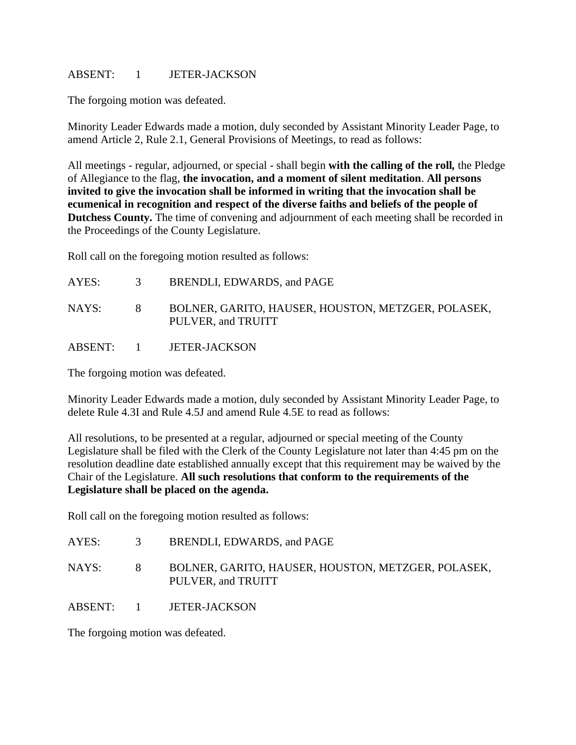ABSENT: 1 JETER-JACKSON

The forgoing motion was defeated.

Minority Leader Edwards made a motion, duly seconded by Assistant Minority Leader Page, to amend Article 2, Rule 2.1, General Provisions of Meetings, to read as follows:

All meetings - regular, adjourned, or special - shall begin **with the calling of the roll,** the Pledge of Allegiance to the flag, **the invocation, and a moment of silent meditation**. **All persons invited to give the invocation shall be informed in writing that the invocation shall be ecumenical in recognition and respect of the diverse faiths and beliefs of the people of Dutchess County.** The time of convening and adjournment of each meeting shall be recorded in the Proceedings of the County Legislature.

Roll call on the foregoing motion resulted as follows:

| | | |
|---|---|---|
| AYES: | 3 | BRENDLI, EDWARDS, and PAGE |
| NAYS: | 8 | BOLNER, GARITO, HAUSER, HOUSTON, METZGER, POLASEK, PULVER, and TRUITT |
| ABSENT: | 1 | JETER-JACKSON |

The forgoing motion was defeated.

Minority Leader Edwards made a motion, duly seconded by Assistant Minority Leader Page, to delete Rule 4.3I and Rule 4.5J and amend Rule 4.5E to read as follows:

All resolutions, to be presented at a regular, adjourned or special meeting of the County Legislature shall be filed with the Clerk of the County Legislature not later than 4:45 pm on the resolution deadline date established annually except that this requirement may be waived by the Chair of the Legislature. **All such resolutions that conform to the requirements of the Legislature shall be placed on the agenda.**

Roll call on the foregoing motion resulted as follows:

| | | |
|---|---|---|
| AYES: | 3 | BRENDLI, EDWARDS, and PAGE |
| NAYS: | 8 | BOLNER, GARITO, HAUSER, HOUSTON, METZGER, POLASEK, PULVER, and TRUITT |
| ABSENT: | 1 | JETER-JACKSON |

The forgoing motion was defeated.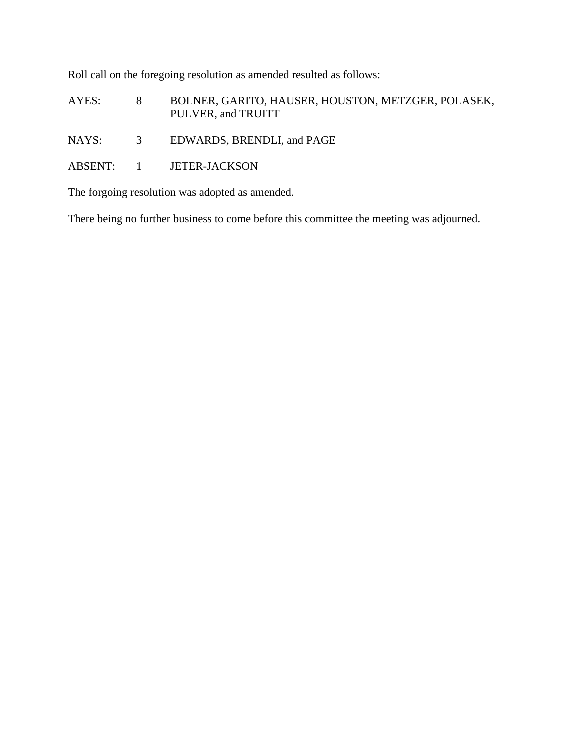Roll call on the foregoing resolution as amended resulted as follows:

| | | |
|---|---|---|
| AYES: | 8 | BOLNER, GARITO, HAUSER, HOUSTON, METZGER, POLASEK, PULVER, and TRUITT |
| NAYS: | 3 | EDWARDS, BRENDLI, and PAGE |
| ABSENT: | 1 | JETER-JACKSON |

The forgoing resolution was adopted as amended.

There being no further business to come before this committee the meeting was adjourned.